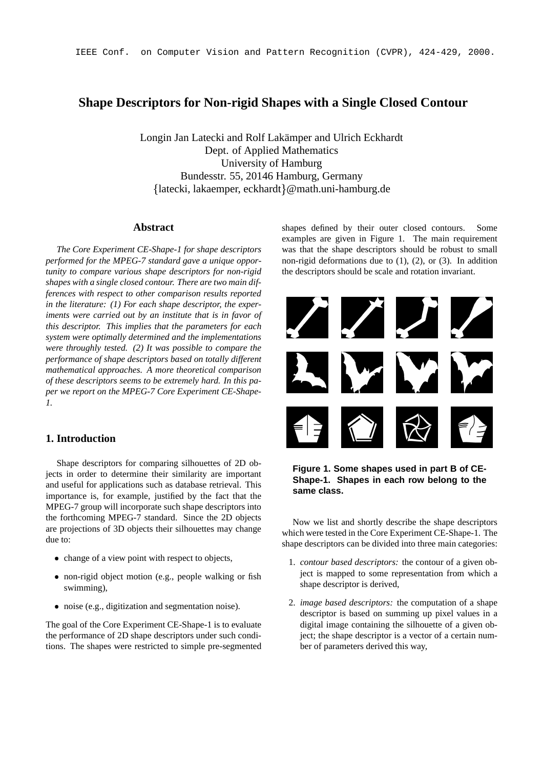# Shape Descriptors for Non-rigid Shapes with a Single Closed Contour

Longin Jan Latecki and Rolf Lakämper and Ulrich Eckhardt
Dept. of Applied Mathematics
University of Hamburg
Bundesstr. 55, 20146 Hamburg, Germany
{latecki, lakaemper, eckhardt}@math.uni-hamburg.de

## Abstract

*The Core Experiment CE-Shape-1 for shape descriptors performed for the MPEG-7 standard gave a unique opportunity to compare various shape descriptors for non-rigid shapes with a single closed contour. There are two main differences with respect to other comparison results reported in the literature: (1) For each shape descriptor, the experiments were carried out by an institute that is in favor of this descriptor. This implies that the parameters for each system were optimally determined and the implementations were throughly tested. (2) It was possible to compare the performance of shape descriptors based on totally different mathematical approaches. A more theoretical comparison of these descriptors seems to be extremely hard. In this paper we report on the MPEG-7 Core Experiment CE-Shape-1.*

## 1. Introduction

Shape descriptors for comparing silhouettes of 2D objects in order to determine their similarity are important and useful for applications such as database retrieval. This importance is, for example, justified by the fact that the MPEG-7 group will incorporate such shape descriptors into the forthcoming MPEG-7 standard. Since the 2D objects are projections of 3D objects their silhouettes may change due to:

- change of a view point with respect to objects,
- non-rigid object motion (e.g., people walking or fish swimming),
- noise (e.g., digitization and segmentation noise).

The goal of the Core Experiment CE-Shape-1 is to evaluate the performance of 2D shape descriptors under such conditions. The shapes were restricted to simple pre-segmented shapes defined by their outer closed contours. Some examples are given in Figure 1. The main requirement was that the shape descriptors should be robust to small non-rigid deformations due to (1), (2), or (3). In addition the descriptors should be scale and rotation invariant.

**Figure 1. Some shapes used in part B of CE-Shape-1. Shapes in each row belong to the same class.**

Now we list and shortly describe the shape descriptors which were tested in the Core Experiment CE-Shape-1. The shape descriptors can be divided into three main categories:

1. *contour based descriptors:* the contour of a given object is mapped to some representation from which a shape descriptor is derived,
2. *image based descriptors:* the computation of a shape descriptor is based on summing up pixel values in a digital image containing the silhouette of a given object; the shape descriptor is a vector of a certain number of parameters derived this way,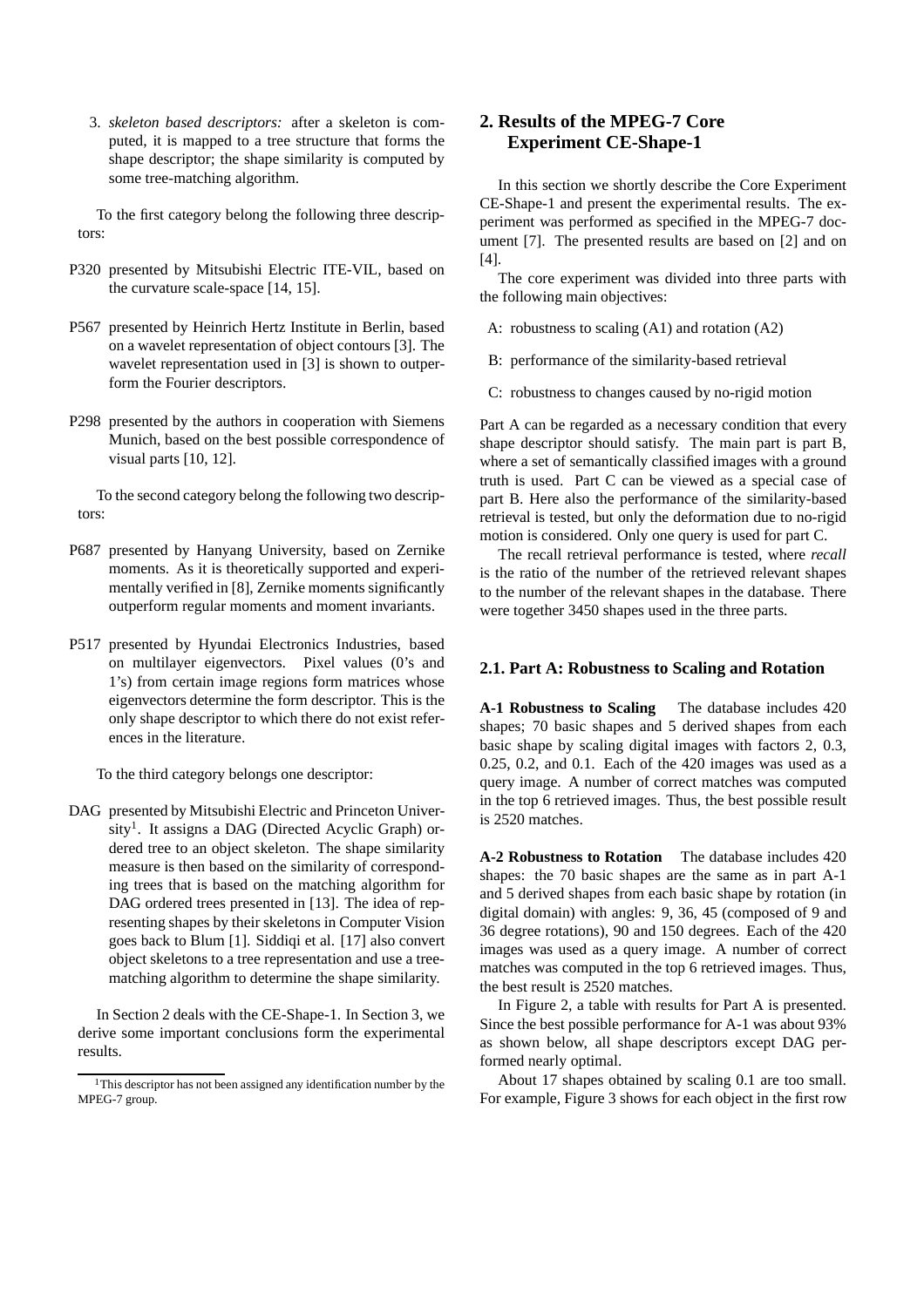3. *skeleton based descriptors:* after a skeleton is computed, it is mapped to a tree structure that forms the shape descriptor; the shape similarity is computed by some tree-matching algorithm.

To the first category belong the following three descriptors:

P320 presented by Mitsubishi Electric ITE-VIL, based on the curvature scale-space [14, 15].

P567 presented by Heinrich Hertz Institute in Berlin, based on a wavelet representation of object contours [3]. The wavelet representation used in [3] is shown to outperform the Fourier descriptors.

P298 presented by the authors in cooperation with Siemens Munich, based on the best possible correspondence of visual parts [10, 12].

To the second category belong the following two descriptors:

P687 presented by Hanyang University, based on Zernike moments. As it is theoretically supported and experimentally verified in [8], Zernike moments significantly outperform regular moments and moment invariants.

P517 presented by Hyundai Electronics Industries, based on multilayer eigenvectors. Pixel values (0's and 1's) from certain image regions form matrices whose eigenvectors determine the form descriptor. This is the only shape descriptor to which there do not exist references in the literature.

To the third category belongs one descriptor:

DAG presented by Mitsubishi Electric and Princeton University[1]. It assigns a DAG (Directed Acyclic Graph) ordered tree to an object skeleton. The shape similarity measure is then based on the similarity of corresponding trees that is based on the matching algorithm for DAG ordered trees presented in [13]. The idea of representing shapes by their skeletons in Computer Vision goes back to Blum [1]. Siddiqi et al. [17] also convert object skeletons to a tree representation and use a tree-matching algorithm to determine the shape similarity.

In Section 2 deals with the CE-Shape-1. In Section 3, we derive some important conclusions form the experimental results.

[1]This descriptor has not been assigned any identification number by the MPEG-7 group.

## 2. Results of the MPEG-7 Core Experiment CE-Shape-1

In this section we shortly describe the Core Experiment CE-Shape-1 and present the experimental results. The experiment was performed as specified in the MPEG-7 document [7]. The presented results are based on [2] and on [4].

The core experiment was divided into three parts with the following main objectives:

A: robustness to scaling (A1) and rotation (A2)

B: performance of the similarity-based retrieval

C: robustness to changes caused by no-rigid motion

Part A can be regarded as a necessary condition that every shape descriptor should satisfy. The main part is part B, where a set of semantically classified images with a ground truth is used. Part C can be viewed as a special case of part B. Here also the performance of the similarity-based retrieval is tested, but only the deformation due to no-rigid motion is considered. Only one query is used for part C.

The recall retrieval performance is tested, where *recall* is the ratio of the number of the retrieved relevant shapes to the number of the relevant shapes in the database. There were together 3450 shapes used in the three parts.

### 2.1. Part A: Robustness to Scaling and Rotation

**A-1 Robustness to Scaling** The database includes 420 shapes; 70 basic shapes and 5 derived shapes from each basic shape by scaling digital images with factors 2, 0.3, 0.25, 0.2, and 0.1. Each of the 420 images was used as a query image. A number of correct matches was computed in the top 6 retrieved images. Thus, the best possible result is 2520 matches.

**A-2 Robustness to Rotation** The database includes 420 shapes: the 70 basic shapes are the same as in part A-1 and 5 derived shapes from each basic shape by rotation (in digital domain) with angles: 9, 36, 45 (composed of 9 and 36 degree rotations), 90 and 150 degrees. Each of the 420 images was used as a query image. A number of correct matches was computed in the top 6 retrieved images. Thus, the best result is 2520 matches.

In Figure 2, a table with results for Part A is presented. Since the best possible performance for A-1 was about 93% as shown below, all shape descriptors except DAG performed nearly optimal.

About 17 shapes obtained by scaling 0.1 are too small. For example, Figure 3 shows for each object in the first row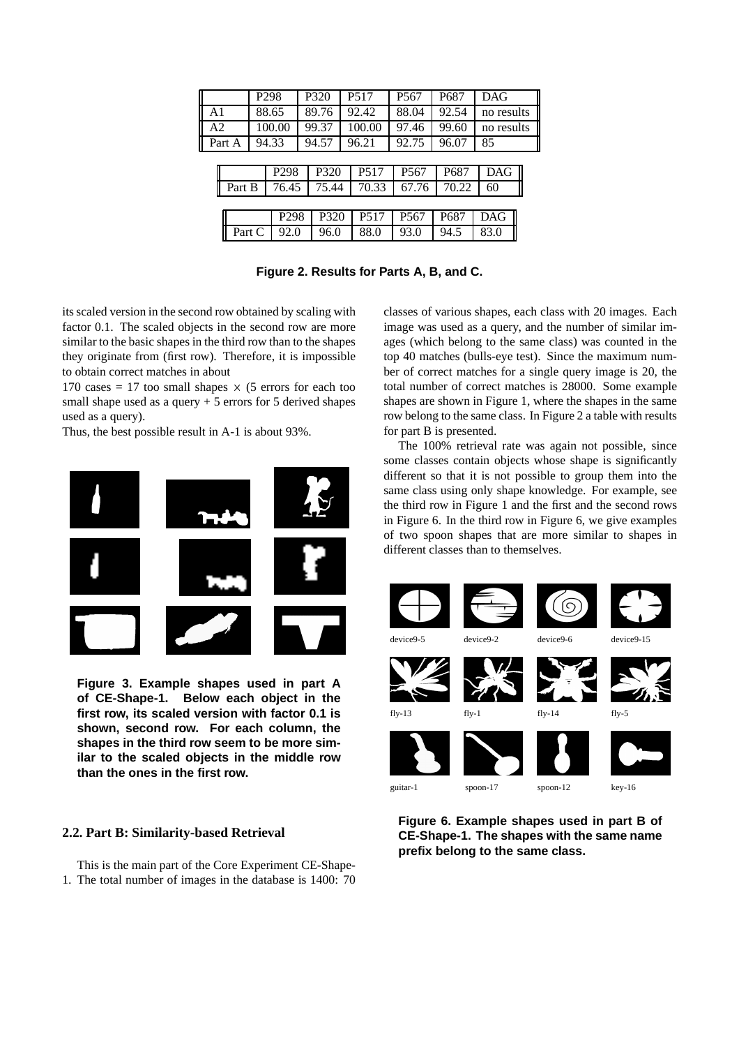| | P298 | P320 | P517 | P567 | P687 | DAG |
|---|---|---|---|---|---|---|
| A1 | 88.65 | 89.76 | 92.42 | 88.04 | 92.54 | no results |
| A2 | 100.00 | 99.37 | 100.00 | 97.46 | 99.60 | no results |
| Part A | 94.33 | 94.57 | 96.21 | 92.75 | 96.07 | 85 |

| | P298 | P320 | P517 | P567 | P687 | DAG |
|---|---|---|---|---|---|---|
| Part B | 76.45 | 75.44 | 70.33 | 67.76 | 70.22 | 60 |

| | P298 | P320 | P517 | P567 | P687 | DAG |
|---|---|---|---|---|---|---|
| Part C | 92.0 | 96.0 | 88.0 | 93.0 | 94.5 | 83.0 |

**Figure 2. Results for Parts A, B, and C.**

its scaled version in the second row obtained by scaling with factor 0.1. The scaled objects in the second row are more similar to the basic shapes in the third row than to the shapes they originate from (first row). Therefore, it is impossible to obtain correct matches in about

170 cases = 17 too small shapes $\times$ (5 errors for each too small shape used as a query + 5 errors for 5 derived shapes used as a query).

Thus, the best possible result in A-1 is about 93%.

**Figure 3. Example shapes used in part A of CE-Shape-1. Below each object in the first row, its scaled version with factor 0.1 is shown, second row. For each column, the shapes in the third row seem to be more similar to the scaled objects in the middle row than the ones in the first row.**

### 2.2. Part B: Similarity-based Retrieval

This is the main part of the Core Experiment CE-Shape-1. The total number of images in the database is 1400: 70 classes of various shapes, each class with 20 images. Each image was used as a query, and the number of similar images (which belong to the same class) was counted in the top 40 matches (bulls-eye test). Since the maximum number of correct matches for a single query image is 20, the total number of correct matches is 28000. Some example shapes are shown in Figure 1, where the shapes in the same row belong to the same class. In Figure 2 a table with results for part B is presented.

The 100% retrieval rate was again not possible, since some classes contain objects whose shape is significantly different so that it is not possible to group them into the same class using only shape knowledge. For example, see the third row in Figure 1 and the first and the second rows in Figure 6. In the third row in Figure 6, we give examples of two spoon shapes that are more similar to shapes in different classes than to themselves.

device9-5 device9-2 device9-6 device9-15

fly-13 fly-1 fly-14 fly-5

guitar-1 spoon-17 spoon-12 key-16

**Figure 6. Example shapes used in part B of CE-Shape-1. The shapes with the same name prefix belong to the same class.**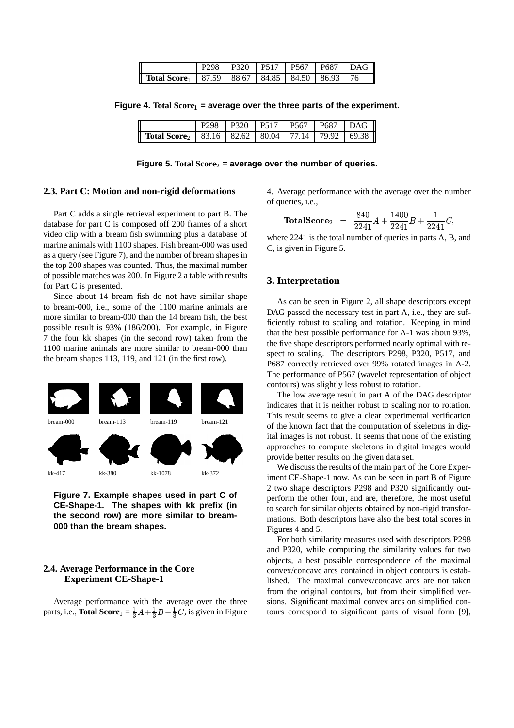|  | P298 | P320 | P517 | P567 | P687 | DAG |
|---|---|---|---|---|---|---|
| **Total Score$_1$** | 87.59 | 88.67 | 84.85 | 84.50 | 86.93 | 76 |

**Figure 4. Total Score$_1$ = average over the three parts of the experiment.**

|  | P298 | P320 | P517 | P567 | P687 | DAG |
|---|---|---|---|---|---|---|
| **Total Score$_2$** | 83.16 | 82.62 | 80.04 | 77.14 | 79.92 | 69.38 |

**Figure 5. Total Score$_2$ = average over the number of queries.**

### 2.3. Part C: Motion and non-rigid deformations

Part C adds a single retrieval experiment to part B. The database for part C is composed off 200 frames of a short video clip with a bream fish swimming plus a database of marine animals with 1100 shapes. Fish bream-000 was used as a query (see Figure 7), and the number of bream shapes in the top 200 shapes was counted. Thus, the maximal number of possible matches was 200. In Figure 2 a table with results for Part C is presented.

Since about 14 bream fish do not have similar shape to bream-000, i.e., some of the 1100 marine animals are more similar to bream-000 than the 14 bream fish, the best possible result is 93% (186/200). For example, in Figure 7 the four kk shapes (in the second row) taken from the 1100 marine animals are more similar to bream-000 than the bream shapes 113, 119, and 121 (in the first row).

bream-000 bream-113 bream-119 bream-121

kk-417 kk-380 kk-1078 kk-372

**Figure 7. Example shapes used in part C of CE-Shape-1. The shapes with kk prefix (in the second row) are more similar to bream-000 than the bream shapes.**

### 2.4. Average Performance in the Core Experiment CE-Shape-1

Average performance with the average over the three parts, i.e., **Total Score$_1$** = $\frac{1}{3}A + \frac{1}{3}B + \frac{1}{3}C$, is given in Figure 4. Average performance with the average over the number of queries, i.e.,

$$\textbf{TotalScore}_2 = \frac{840}{2241}A + \frac{1400}{2241}B + \frac{1}{2241}C,$$

where 2241 is the total number of queries in parts A, B, and C, is given in Figure 5.

## 3. Interpretation

As can be seen in Figure 2, all shape descriptors except DAG passed the necessary test in part A, i.e., they are sufficiently robust to scaling and rotation. Keeping in mind that the best possible performance for A-1 was about 93%, the five shape descriptors performed nearly optimal with respect to scaling. The descriptors P298, P320, P517, and P687 correctly retrieved over 99% rotated images in A-2. The performance of P567 (wavelet representation of object contours) was slightly less robust to rotation.

The low average result in part A of the DAG descriptor indicates that it is neither robust to scaling nor to rotation. This result seems to give a clear experimental verification of the known fact that the computation of skeletons in digital images is not robust. It seems that none of the existing approaches to compute skeletons in digital images would provide better results on the given data set.

We discuss the results of the main part of the Core Experiment CE-Shape-1 now. As can be seen in part B of Figure 2 two shape descriptors P298 and P320 significantly outperform the other four, and are, therefore, the most useful to search for similar objects obtained by non-rigid transformations. Both descriptors have also the best total scores in Figures 4 and 5.

For both similarity measures used with descriptors P298 and P320, while computing the similarity values for two objects, a best possible correspondence of the maximal convex/concave arcs contained in object contours is established. The maximal convex/concave arcs are not taken from the original contours, but from their simplified versions. Significant maximal convex arcs on simplified contours correspond to significant parts of visual form [9],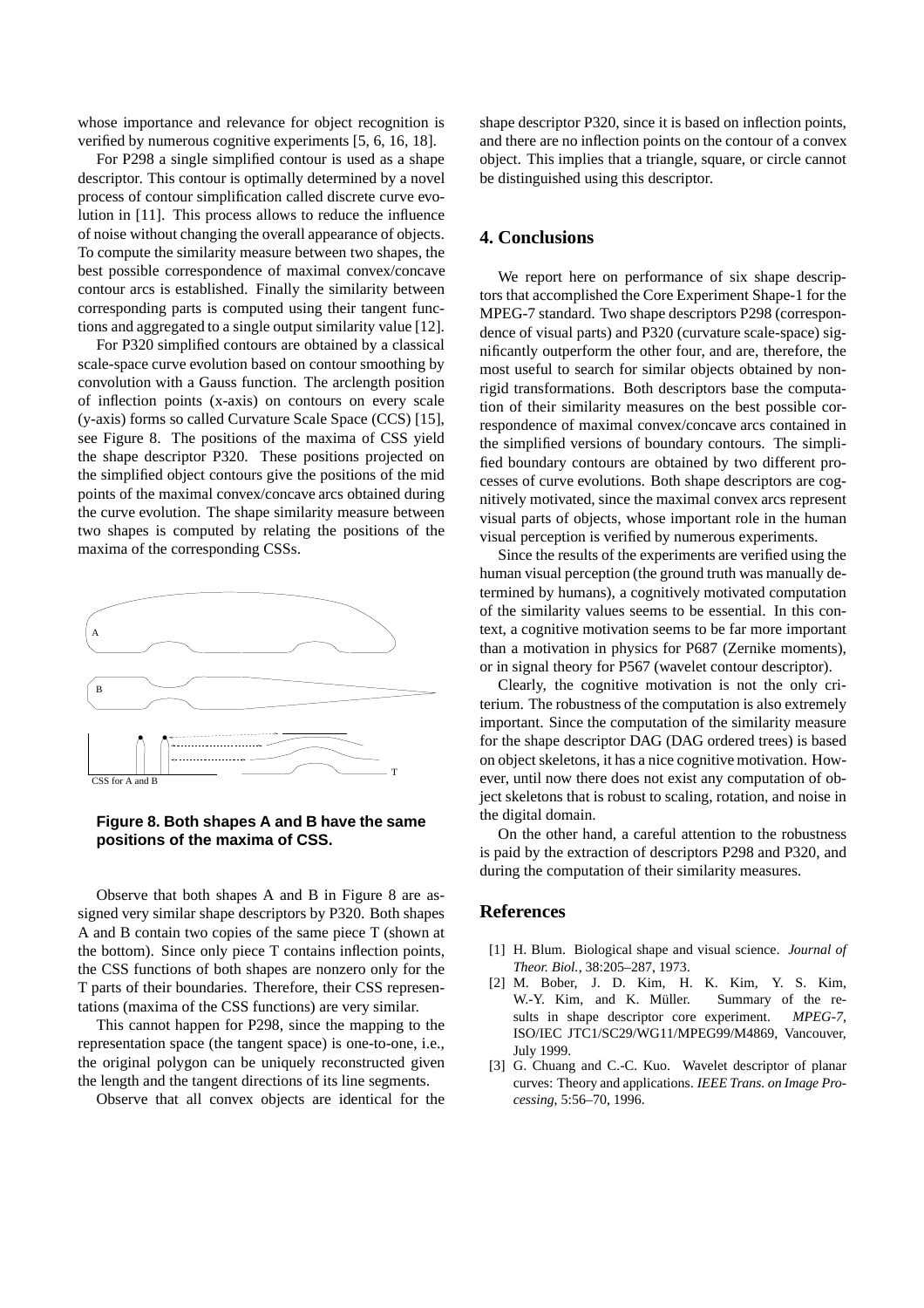whose importance and relevance for object recognition is verified by numerous cognitive experiments [5, 6, 16, 18].

For P298 a single simplified contour is used as a shape descriptor. This contour is optimally determined by a novel process of contour simplification called discrete curve evolution in [11]. This process allows to reduce the influence of noise without changing the overall appearance of objects. To compute the similarity measure between two shapes, the best possible correspondence of maximal convex/concave contour arcs is established. Finally the similarity between corresponding parts is computed using their tangent functions and aggregated to a single output similarity value [12].

For P320 simplified contours are obtained by a classical scale-space curve evolution based on contour smoothing by convolution with a Gauss function. The arclength position of inflection points (x-axis) on contours on every scale (y-axis) forms so called Curvature Scale Space (CCS) [15], see Figure 8. The positions of the maxima of CSS yield the shape descriptor P320. These positions projected on the simplified object contours give the positions of the mid points of the maximal convex/concave arcs obtained during the curve evolution. The shape similarity measure between two shapes is computed by relating the positions of the maxima of the corresponding CSSs.

**Figure 8. Both shapes A and B have the same positions of the maxima of CSS.**

Observe that both shapes A and B in Figure 8 are assigned very similar shape descriptors by P320. Both shapes A and B contain two copies of the same piece T (shown at the bottom). Since only piece T contains inflection points, the CSS functions of both shapes are nonzero only for the T parts of their boundaries. Therefore, their CSS representations (maxima of the CSS functions) are very similar.

This cannot happen for P298, since the mapping to the representation space (the tangent space) is one-to-one, i.e., the original polygon can be uniquely reconstructed given the length and the tangent directions of its line segments.

Observe that all convex objects are identical for the shape descriptor P320, since it is based on inflection points, and there are no inflection points on the contour of a convex object. This implies that a triangle, square, or circle cannot be distinguished using this descriptor.

## 4. Conclusions

We report here on performance of six shape descriptors that accomplished the Core Experiment Shape-1 for the MPEG-7 standard. Two shape descriptors P298 (correspondence of visual parts) and P320 (curvature scale-space) significantly outperform the other four, and are, therefore, the most useful to search for similar objects obtained by non-rigid transformations. Both descriptors base the computation of their similarity measures on the best possible correspondence of maximal convex/concave arcs contained in the simplified versions of boundary contours. The simplified boundary contours are obtained by two different processes of curve evolutions. Both shape descriptors are cognitively motivated, since the maximal convex arcs represent visual parts of objects, whose important role in the human visual perception is verified by numerous experiments.

Since the results of the experiments are verified using the human visual perception (the ground truth was manually determined by humans), a cognitively motivated computation of the similarity values seems to be essential. In this context, a cognitive motivation seems to be far more important than a motivation in physics for P687 (Zernike moments), or in signal theory for P567 (wavelet contour descriptor).

Clearly, the cognitive motivation is not the only criterium. The robustness of the computation is also extremely important. Since the computation of the similarity measure for the shape descriptor DAG (DAG ordered trees) is based on object skeletons, it has a nice cognitive motivation. However, until now there does not exist any computation of object skeletons that is robust to scaling, rotation, and noise in the digital domain.

On the other hand, a careful attention to the robustness is paid by the extraction of descriptors P298 and P320, and during the computation of their similarity measures.

## References

[1] H. Blum. Biological shape and visual science. *Journal of Theor. Biol.*, 38:205–287, 1973.

[2] M. Bober, J. D. Kim, H. K. Kim, Y. S. Kim, W.-Y. Kim, and K. Müller. Summary of the results in shape descriptor core experiment. *MPEG-7*, ISO/IEC JTC1/SC29/WG11/MPEG99/M4869, Vancouver, July 1999.

[3] G. Chuang and C.-C. Kuo. Wavelet descriptor of planar curves: Theory and applications. *IEEE Trans. on Image Processing*, 5:56–70, 1996.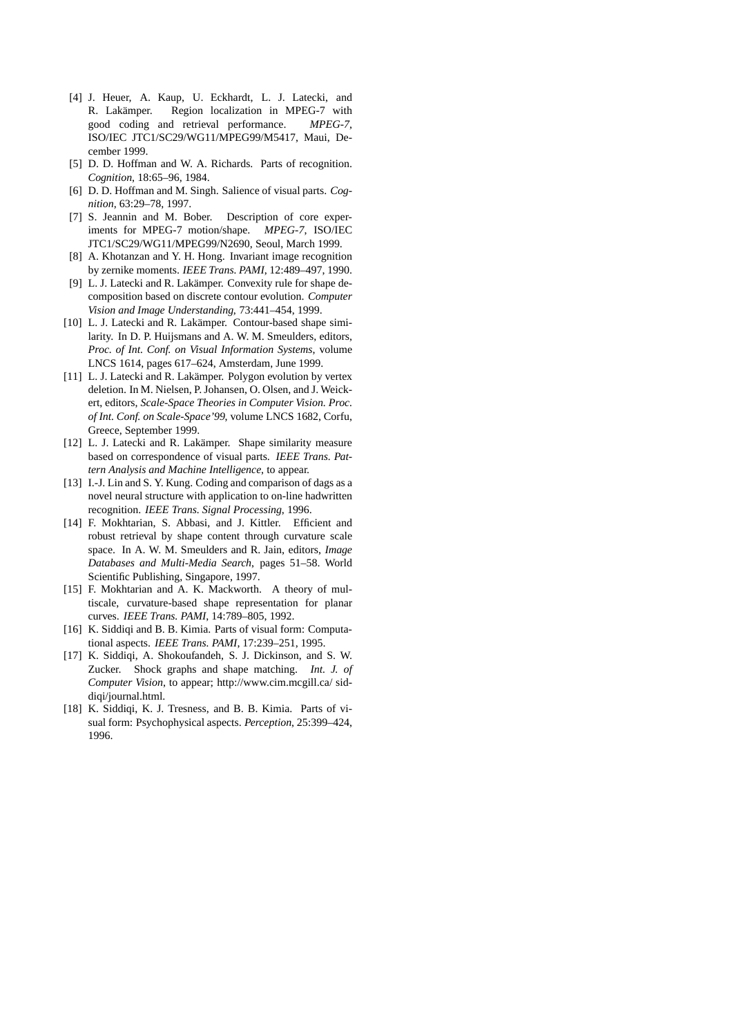[4] J. Heuer, A. Kaup, U. Eckhardt, L. J. Latecki, and R. Lakämper. Region localization in MPEG-7 with good coding and retrieval performance. *MPEG-7*, ISO/IEC JTC1/SC29/WG11/MPEG99/M5417, Maui, December 1999.

[5] D. D. Hoffman and W. A. Richards. Parts of recognition. *Cognition*, 18:65–96, 1984.

[6] D. D. Hoffman and M. Singh. Salience of visual parts. *Cognition*, 63:29–78, 1997.

[7] S. Jeannin and M. Bober. Description of core experiments for MPEG-7 motion/shape. *MPEG-7*, ISO/IEC JTC1/SC29/WG11/MPEG99/N2690, Seoul, March 1999.

[8] A. Khotanzan and Y. H. Hong. Invariant image recognition by zernike moments. *IEEE Trans. PAMI*, 12:489–497, 1990.

[9] L. J. Latecki and R. Lakämper. Convexity rule for shape decomposition based on discrete contour evolution. *Computer Vision and Image Understanding*, 73:441–454, 1999.

[10] L. J. Latecki and R. Lakämper. Contour-based shape similarity. In D. P. Huijsmans and A. W. M. Smeulders, editors, *Proc. of Int. Conf. on Visual Information Systems*, volume LNCS 1614, pages 617–624, Amsterdam, June 1999.

[11] L. J. Latecki and R. Lakämper. Polygon evolution by vertex deletion. In M. Nielsen, P. Johansen, O. Olsen, and J. Weickert, editors, *Scale-Space Theories in Computer Vision. Proc. of Int. Conf. on Scale-Space'99*, volume LNCS 1682, Corfu, Greece, September 1999.

[12] L. J. Latecki and R. Lakämper. Shape similarity measure based on correspondence of visual parts. *IEEE Trans. Pattern Analysis and Machine Intelligence*, to appear.

[13] I.-J. Lin and S. Y. Kung. Coding and comparison of dags as a novel neural structure with application to on-line hadwritten recognition. *IEEE Trans. Signal Processing*, 1996.

[14] F. Mokhtarian, S. Abbasi, and J. Kittler. Efficient and robust retrieval by shape content through curvature scale space. In A. W. M. Smeulders and R. Jain, editors, *Image Databases and Multi-Media Search*, pages 51–58. World Scientific Publishing, Singapore, 1997.

[15] F. Mokhtarian and A. K. Mackworth. A theory of multiscale, curvature-based shape representation for planar curves. *IEEE Trans. PAMI*, 14:789–805, 1992.

[16] K. Siddiqi and B. B. Kimia. Parts of visual form: Computational aspects. *IEEE Trans. PAMI*, 17:239–251, 1995.

[17] K. Siddiqi, A. Shokoufandeh, S. J. Dickinson, and S. W. Zucker. Shock graphs and shape matching. *Int. J. of Computer Vision*, to appear; http://www.cim.mcgill.ca/ siddiqi/journal.html.

[18] K. Siddiqi, K. J. Tresness, and B. B. Kimia. Parts of visual form: Psychophysical aspects. *Perception*, 25:399–424, 1996.